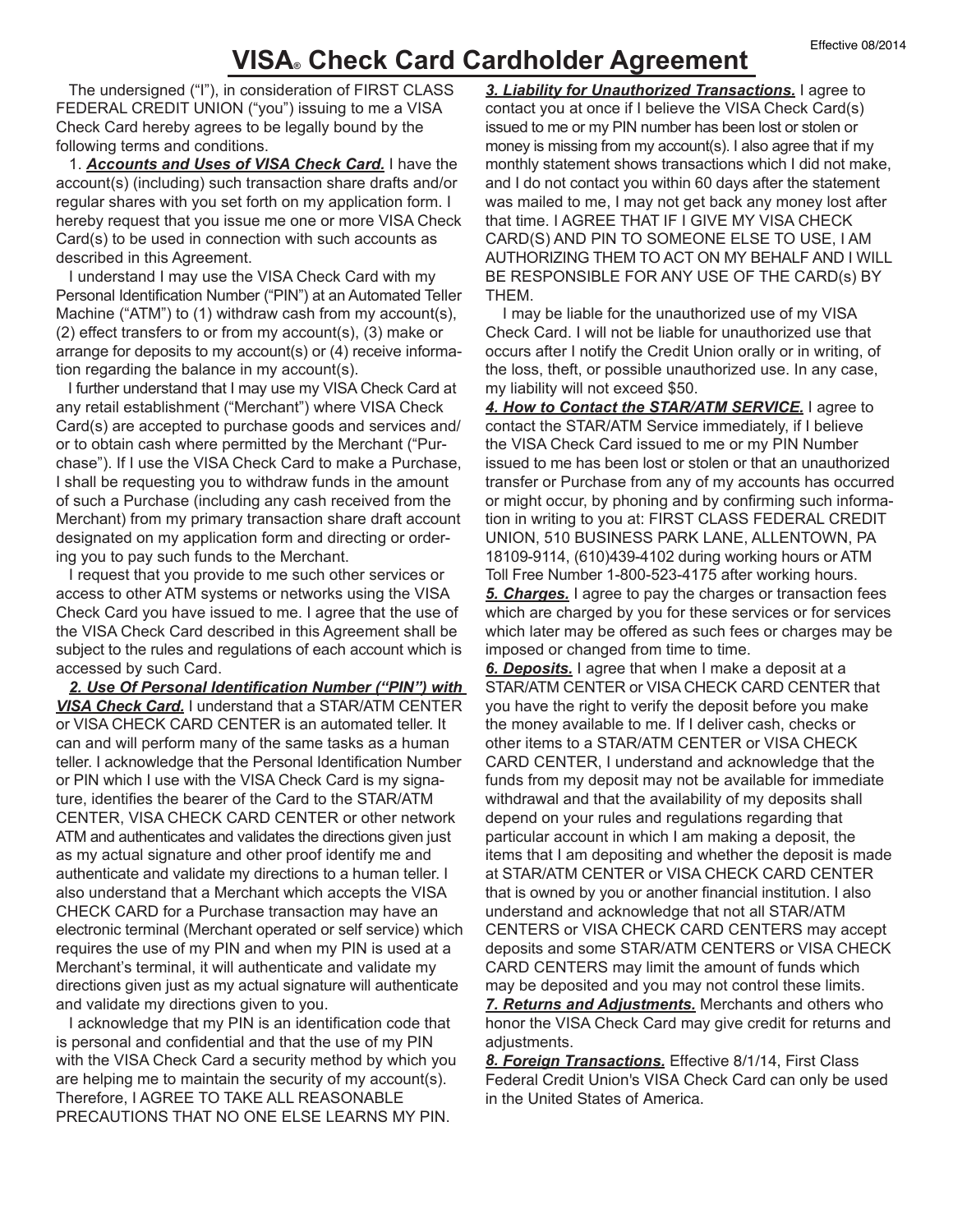# VISA® Check Card Cardholder Agreement

Effective 08/2014

The undersigned ("I"), in consideration of FIRST CLASS FEDERAL CREDIT UNION ("you") issuing to me a VISA Check Card hereby agrees to be legally bound by the following terms and conditions.

1. ***Accounts and Uses of VISA Check Card.*** I have the account(s) (including) such transaction share drafts and/or regular shares with you set forth on my application form. I hereby request that you issue me one or more VISA Check Card(s) to be used in connection with such accounts as described in this Agreement.

I understand I may use the VISA Check Card with my Personal Identification Number ("PIN") at an Automated Teller Machine ("ATM") to (1) withdraw cash from my account(s), (2) effect transfers to or from my account(s), (3) make or arrange for deposits to my account(s) or (4) receive information regarding the balance in my account(s).

I further understand that I may use my VISA Check Card at any retail establishment ("Merchant") where VISA Check Card(s) are accepted to purchase goods and services and/or to obtain cash where permitted by the Merchant ("Purchase"). If I use the VISA Check Card to make a Purchase, I shall be requesting you to withdraw funds in the amount of such a Purchase (including any cash received from the Merchant) from my primary transaction share draft account designated on my application form and directing or ordering you to pay such funds to the Merchant.

I request that you provide to me such other services or access to other ATM systems or networks using the VISA Check Card you have issued to me. I agree that the use of the VISA Check Card described in this Agreement shall be subject to the rules and regulations of each account which is accessed by such Card.

***2. Use Of Personal Identification Number ("PIN") with VISA Check Card.*** I understand that a STAR/ATM CENTER or VISA CHECK CARD CENTER is an automated teller. It can and will perform many of the same tasks as a human teller. I acknowledge that the Personal Identification Number or PIN which I use with the VISA Check Card is my signature, identifies the bearer of the Card to the STAR/ATM CENTER, VISA CHECK CARD CENTER or other network ATM and authenticates and validates the directions given just as my actual signature and other proof identify me and authenticate and validate my directions to a human teller. I also understand that a Merchant which accepts the VISA CHECK CARD for a Purchase transaction may have an electronic terminal (Merchant operated or self service) which requires the use of my PIN and when my PIN is used at a Merchant's terminal, it will authenticate and validate my directions given just as my actual signature will authenticate and validate my directions given to you.

I acknowledge that my PIN is an identification code that is personal and confidential and that the use of my PIN with the VISA Check Card a security method by which you are helping me to maintain the security of my account(s). Therefore, I AGREE TO TAKE ALL REASONABLE PRECAUTIONS THAT NO ONE ELSE LEARNS MY PIN.

***3. Liability for Unauthorized Transactions.*** I agree to contact you at once if I believe the VISA Check Card(s) issued to me or my PIN number has been lost or stolen or money is missing from my account(s). I also agree that if my monthly statement shows transactions which I did not make, and I do not contact you within 60 days after the statement was mailed to me, I may not get back any money lost after that time. I AGREE THAT IF I GIVE MY VISA CHECK CARD(S) AND PIN TO SOMEONE ELSE TO USE, I AM AUTHORIZING THEM TO ACT ON MY BEHALF AND I WILL BE RESPONSIBLE FOR ANY USE OF THE CARD(s) BY THEM.

I may be liable for the unauthorized use of my VISA Check Card. I will not be liable for unauthorized use that occurs after I notify the Credit Union orally or in writing, of the loss, theft, or possible unauthorized use. In any case, my liability will not exceed $50.

***4. How to Contact the STAR/ATM SERVICE.*** I agree to contact the STAR/ATM Service immediately, if I believe the VISA Check Card issued to me or my PIN Number issued to me has been lost or stolen or that an unauthorized transfer or Purchase from any of my accounts has occurred or might occur, by phoning and by confirming such information in writing to you at: FIRST CLASS FEDERAL CREDIT UNION, 510 BUSINESS PARK LANE, ALLENTOWN, PA 18109-9114, (610)439-4102 during working hours or ATM Toll Free Number 1-800-523-4175 after working hours.

***5. Charges.*** I agree to pay the charges or transaction fees which are charged by you for these services or for services which later may be offered as such fees or charges may be imposed or changed from time to time.

***6. Deposits.*** I agree that when I make a deposit at a STAR/ATM CENTER or VISA CHECK CARD CENTER that you have the right to verify the deposit before you make the money available to me. If I deliver cash, checks or other items to a STAR/ATM CENTER or VISA CHECK CARD CENTER, I understand and acknowledge that the funds from my deposit may not be available for immediate withdrawal and that the availability of my deposits shall depend on your rules and regulations regarding that particular account in which I am making a deposit, the items that I am depositing and whether the deposit is made at STAR/ATM CENTER or VISA CHECK CARD CENTER that is owned by you or another financial institution. I also understand and acknowledge that not all STAR/ATM CENTERS or VISA CHECK CARD CENTERS may accept deposits and some STAR/ATM CENTERS or VISA CHECK CARD CENTERS may limit the amount of funds which may be deposited and you may not control these limits.

***7. Returns and Adjustments.*** Merchants and others who honor the VISA Check Card may give credit for returns and adjustments.

***8. Foreign Transactions.*** Effective 8/1/14, First Class Federal Credit Union's VISA Check Card can only be used in the United States of America.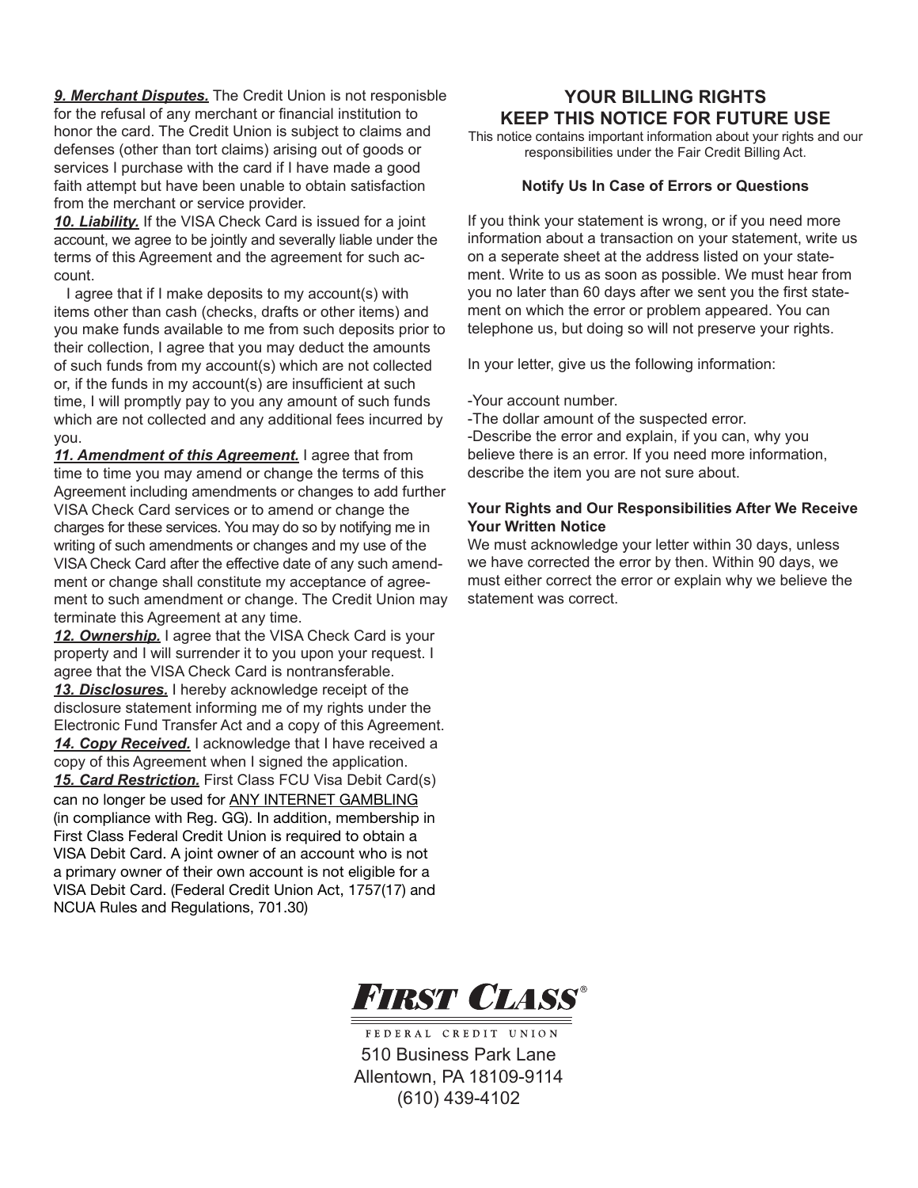***9. Merchant Disputes.*** The Credit Union is not responisble for the refusal of any merchant or financial institution to honor the card. The Credit Union is subject to claims and defenses (other than tort claims) arising out of goods or services I purchase with the card if I have made a good faith attempt but have been unable to obtain satisfaction from the merchant or service provider.

***10. Liability.*** If the VISA Check Card is issued for a joint account, we agree to be jointly and severally liable under the terms of this Agreement and the agreement for such account.

I agree that if I make deposits to my account(s) with items other than cash (checks, drafts or other items) and you make funds available to me from such deposits prior to their collection, I agree that you may deduct the amounts of such funds from my account(s) which are not collected or, if the funds in my account(s) are insufficient at such time, I will promptly pay to you any amount of such funds which are not collected and any additional fees incurred by you.

***11. Amendment of this Agreement.*** I agree that from time to time you may amend or change the terms of this Agreement including amendments or changes to add further VISA Check Card services or to amend or change the charges for these services. You may do so by notifying me in writing of such amendments or changes and my use of the VISA Check Card after the effective date of any such amendment or change shall constitute my acceptance of agreement to such amendment or change. The Credit Union may terminate this Agreement at any time.

***12. Ownership.*** I agree that the VISA Check Card is your property and I will surrender it to you upon your request. I agree that the VISA Check Card is nontransferable.

***13. Disclosures.*** I hereby acknowledge receipt of the disclosure statement informing me of my rights under the Electronic Fund Transfer Act and a copy of this Agreement.

***14. Copy Received.*** I acknowledge that I have received a copy of this Agreement when I signed the application.

***15. Card Restriction.*** First Class FCU Visa Debit Card(s) can no longer be used for ANY INTERNET GAMBLING (in compliance with Reg. GG). In addition, membership in First Class Federal Credit Union is required to obtain a VISA Debit Card. A joint owner of an account who is not a primary owner of their own account is not eligible for a VISA Debit Card. (Federal Credit Union Act, 1757(17) and NCUA Rules and Regulations, 701.30)

## YOUR BILLING RIGHTS
## KEEP THIS NOTICE FOR FUTURE USE

This notice contains important information about your rights and our responsibilities under the Fair Credit Billing Act.

**Notify Us In Case of Errors or Questions**

If you think your statement is wrong, or if you need more information about a transaction on your statement, write us on a seperate sheet at the address listed on your statement. Write to us as soon as possible. We must hear from you no later than 60 days after we sent you the first statement on which the error or problem appeared. You can telephone us, but doing so will not preserve your rights.

In your letter, give us the following information:

-Your account number.
-The dollar amount of the suspected error.
-Describe the error and explain, if you can, why you believe there is an error. If you need more information, describe the item you are not sure about.

**Your Rights and Our Responsibilities After We Receive Your Written Notice**

We must acknowledge your letter within 30 days, unless we have corrected the error by then. Within 90 days, we must either correct the error or explain why we believe the statement was correct.

FIRST CLASS®
FEDERAL CREDIT UNION
510 Business Park Lane
Allentown, PA 18109-9114
(610) 439-4102